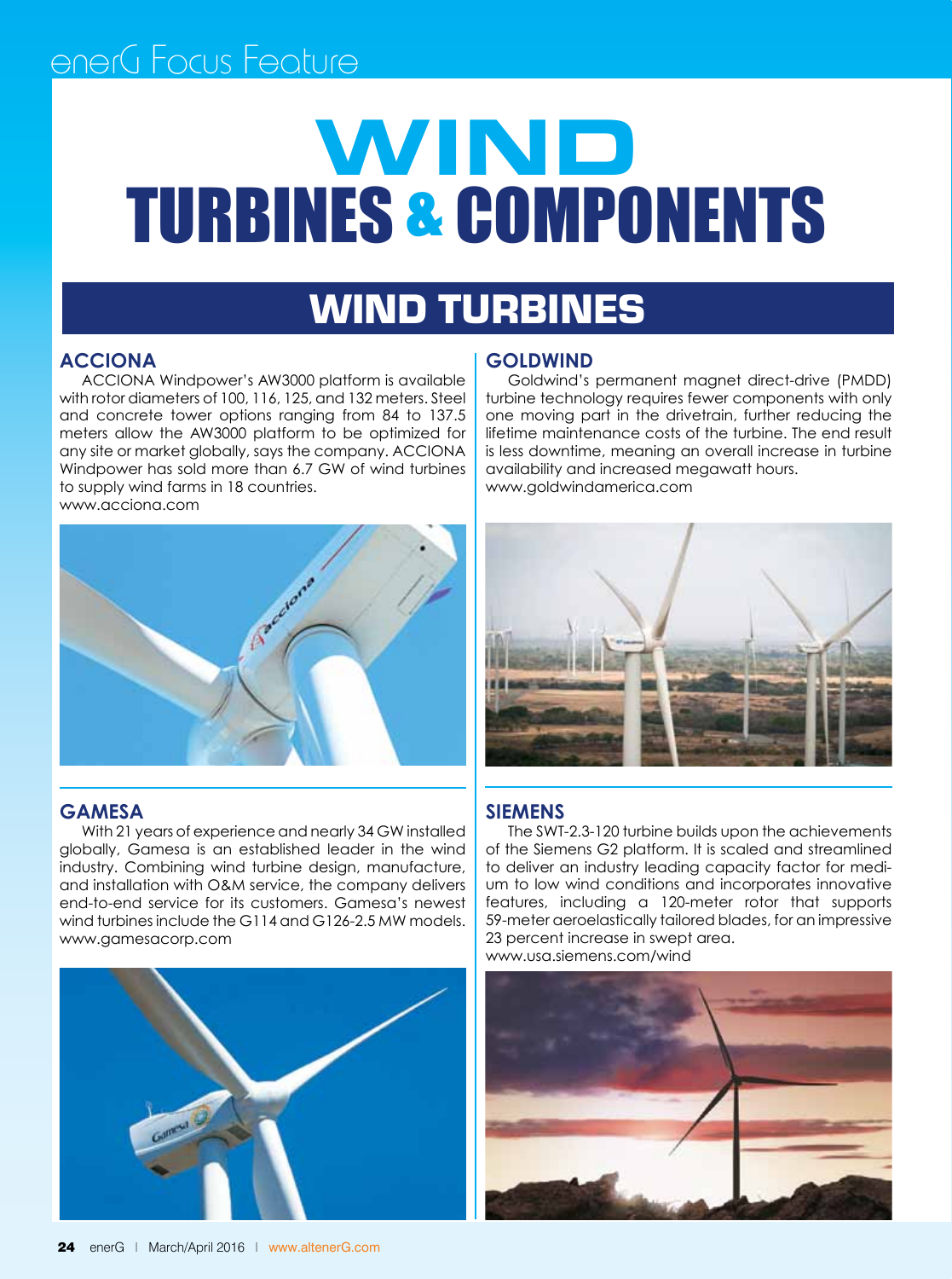# WIND TURBINES & COMPONENTS

## WIND TURBINES

### ACCIONA

ACCIONA Windpower's AW3000 platform is available with rotor diameters of 100, 116, 125, and 132 meters. Steel and concrete tower options ranging from 84 to 137.5 meters allow the AW3000 platform to be optimized for any site or market globally, says the company. ACCIONA Windpower has sold more than 6.7 GW of wind turbines to supply wind farms in 18 countries.
www.acciona.com

### GOLDWIND

Goldwind's permanent magnet direct-drive (PMDD) turbine technology requires fewer components with only one moving part in the drivetrain, further reducing the lifetime maintenance costs of the turbine. The end result is less downtime, meaning an overall increase in turbine availability and increased megawatt hours.
www.goldwindamerica.com

### GAMESA

With 21 years of experience and nearly 34 GW installed globally, Gamesa is an established leader in the wind industry. Combining wind turbine design, manufacture, and installation with O&M service, the company delivers end-to-end service for its customers. Gamesa's newest wind turbines include the G114 and G126-2.5 MW models.
www.gamesacorp.com

### SIEMENS

The SWT-2.3-120 turbine builds upon the achievements of the Siemens G2 platform. It is scaled and streamlined to deliver an industry leading capacity factor for medium to low wind conditions and incorporates innovative features, including a 120-meter rotor that supports 59-meter aeroelastically tailored blades, for an impressive 23 percent increase in swept area.
www.usa.siemens.com/wind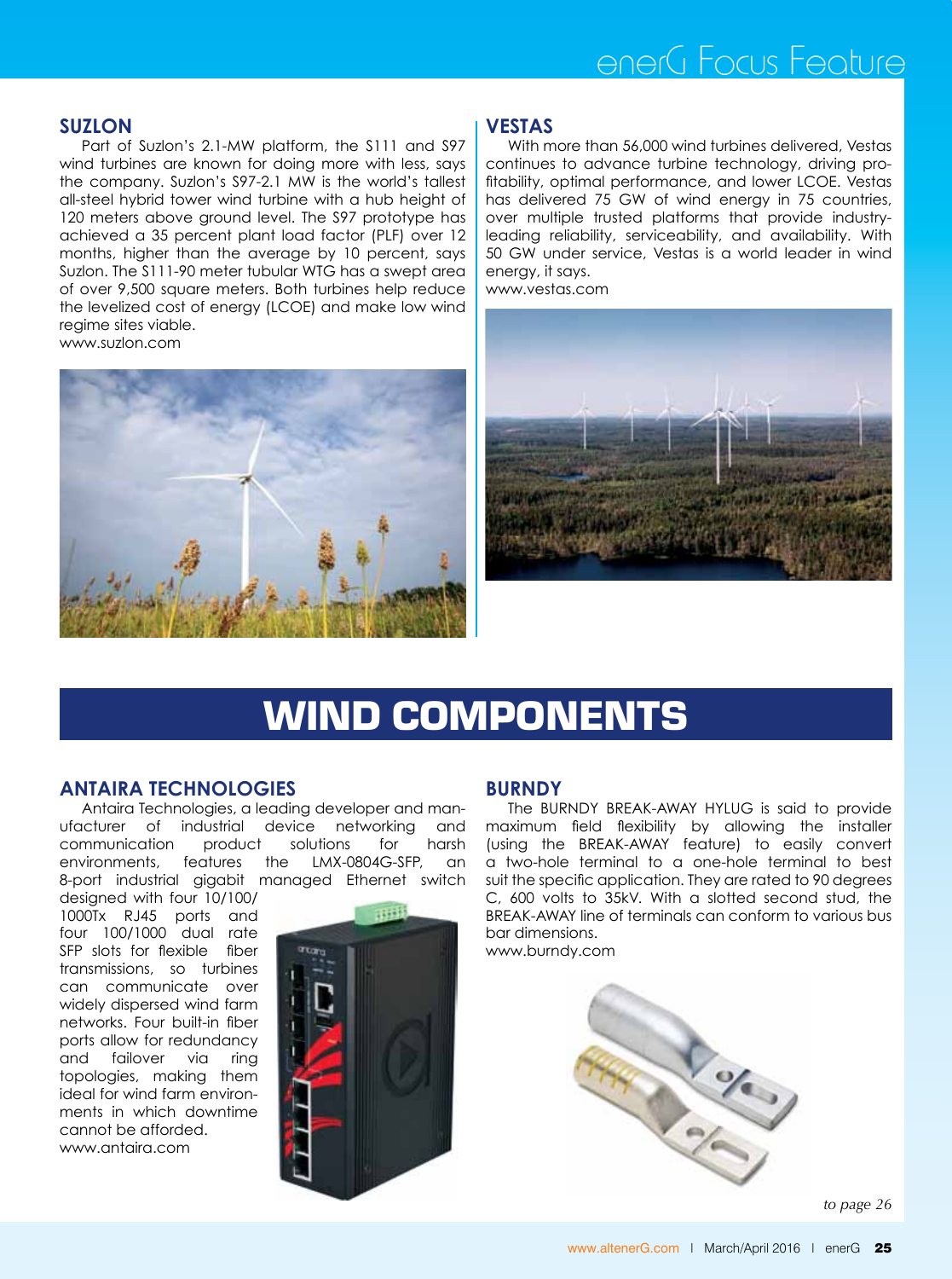### SUZLON

Part of Suzlon's 2.1-MW platform, the S111 and S97 wind turbines are known for doing more with less, says the company. Suzlon's S97-2.1 MW is the world's tallest all-steel hybrid tower wind turbine with a hub height of 120 meters above ground level. The S97 prototype has achieved a 35 percent plant load factor (PLF) over 12 months, higher than the average by 10 percent, says Suzlon. The S111-90 meter tubular WTG has a swept area of over 9,500 square meters. Both turbines help reduce the levelized cost of energy (LCOE) and make low wind regime sites viable.
www.suzlon.com

### VESTAS

With more than 56,000 wind turbines delivered, Vestas continues to advance turbine technology, driving profitability, optimal performance, and lower LCOE. Vestas has delivered 75 GW of wind energy in 75 countries, over multiple trusted platforms that provide industry-leading reliability, serviceability, and availability. With 50 GW under service, Vestas is a world leader in wind energy, it says.
www.vestas.com

# WIND COMPONENTS

### ANTAIRA TECHNOLOGIES

Antaira Technologies, a leading developer and manufacturer of industrial device networking and communication product solutions for harsh environments, features the LMX-0804G-SFP, an 8-port industrial gigabit managed Ethernet switch designed with four 10/100/1000Tx RJ45 ports and four 100/1000 dual rate SFP slots for flexible fiber transmissions, so turbines can communicate over widely dispersed wind farm networks. Four built-in fiber ports allow for redundancy and failover via ring topologies, making them ideal for wind farm environments in which downtime cannot be afforded.
www.antaira.com

### BURNDY

The BURNDY BREAK-AWAY HYLUG is said to provide maximum field flexibility by allowing the installer (using the BREAK-AWAY feature) to easily convert a two-hole terminal to a one-hole terminal to best suit the specific application. They are rated to 90 degrees C, 600 volts to 35kV. With a slotted second stud, the BREAK-AWAY line of terminals can conform to various bus bar dimensions.
www.burndy.com

*to page 26*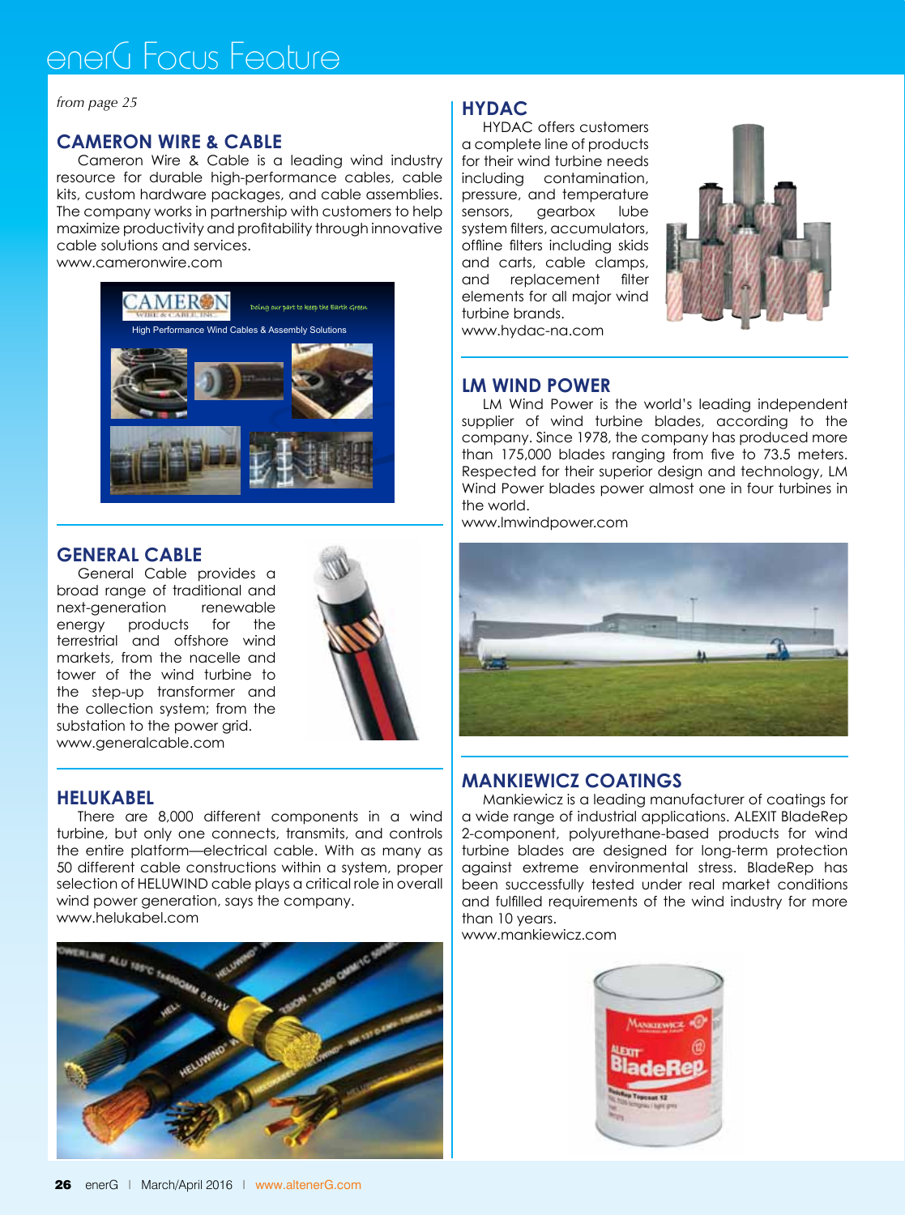# enerG Focus Feature

*from page 25*

## CAMERON WIRE & CABLE

Cameron Wire & Cable is a leading wind industry resource for durable high-performance cables, cable kits, custom hardware packages, and cable assemblies. The company works in partnership with customers to help maximize productivity and profitability through innovative cable solutions and services.
www.cameronwire.com

## GENERAL CABLE

General Cable provides a broad range of traditional and next-generation renewable energy products for the terrestrial and offshore wind markets, from the nacelle and tower of the wind turbine to the step-up transformer and the collection system; from the substation to the power grid.
www.generalcable.com

## HELUKABEL

There are 8,000 different components in a wind turbine, but only one connects, transmits, and controls the entire platform—electrical cable. With as many as 50 different cable constructions within a system, proper selection of HELUWIND cable plays a critical role in overall wind power generation, says the company.
www.helukabel.com

## HYDAC

HYDAC offers customers a complete line of products for their wind turbine needs including contamination, pressure, and temperature sensors, gearbox lube system filters, accumulators, offline filters including skids and carts, cable clamps, and replacement filter elements for all major wind turbine brands.
www.hydac-na.com

## LM WIND POWER

LM Wind Power is the world's leading independent supplier of wind turbine blades, according to the company. Since 1978, the company has produced more than 175,000 blades ranging from five to 73.5 meters. Respected for their superior design and technology, LM Wind Power blades power almost one in four turbines in the world.
www.lmwindpower.com

## MANKIEWICZ COATINGS

Mankiewicz is a leading manufacturer of coatings for a wide range of industrial applications. ALEXIT BladeRep 2-component, polyurethane-based products for wind turbine blades are designed for long-term protection against extreme environmental stress. BladeRep has been successfully tested under real market conditions and fulfilled requirements of the wind industry for more than 10 years.
www.mankiewicz.com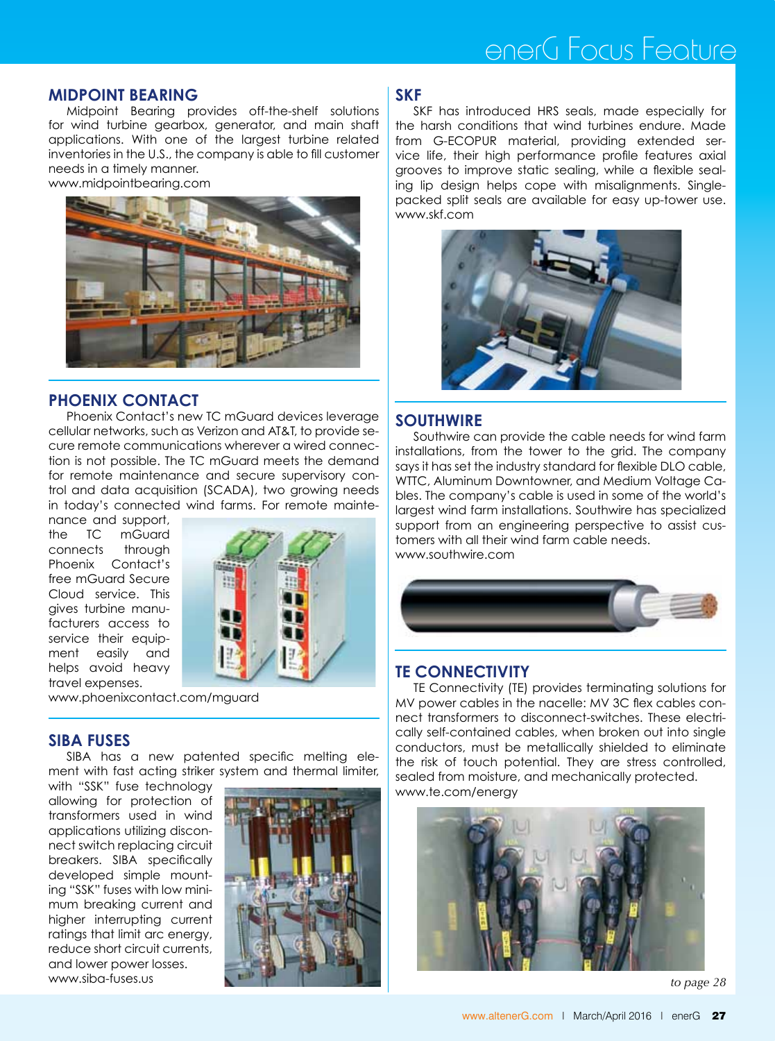## MIDPOINT BEARING

Midpoint Bearing provides off-the-shelf solutions for wind turbine gearbox, generator, and main shaft applications. With one of the largest turbine related inventories in the U.S., the company is able to fill customer needs in a timely manner.
www.midpointbearing.com

## PHOENIX CONTACT

Phoenix Contact's new TC mGuard devices leverage cellular networks, such as Verizon and AT&T, to provide secure remote communications wherever a wired connection is not possible. The TC mGuard meets the demand for remote maintenance and secure supervisory control and data acquisition (SCADA), two growing needs in today's connected wind farms. For remote maintenance and support, the TC mGuard connects through Phoenix Contact's free mGuard Secure Cloud service. This gives turbine manufacturers access to service their equipment easily and helps avoid heavy travel expenses.
www.phoenixcontact.com/mguard

## SIBA FUSES

SIBA has a new patented specific melting element with fast acting striker system and thermal limiter, with "SSK" fuse technology allowing for protection of transformers used in wind applications utilizing disconnect switch replacing circuit breakers. SIBA specifically developed simple mounting "SSK" fuses with low minimum breaking current and higher interrupting current ratings that limit arc energy, reduce short circuit currents, and lower power losses.
www.siba-fuses.us

## SKF

SKF has introduced HRS seals, made especially for the harsh conditions that wind turbines endure. Made from G-ECOPUR material, providing extended service life, their high performance profile features axial grooves to improve static sealing, while a flexible sealing lip design helps cope with misalignments. Single-packed split seals are available for easy up-tower use.
www.skf.com

## SOUTHWIRE

Southwire can provide the cable needs for wind farm installations, from the tower to the grid. The company says it has set the industry standard for flexible DLO cable, WTTC, Aluminum Downtowner, and Medium Voltage Cables. The company's cable is used in some of the world's largest wind farm installations. Southwire has specialized support from an engineering perspective to assist customers with all their wind farm cable needs.
www.southwire.com

## TE CONNECTIVITY

TE Connectivity (TE) provides terminating solutions for MV power cables in the nacelle: MV 3C flex cables connect transformers to disconnect-switches. These electrically self-contained cables, when broken out into single conductors, must be metallically shielded to eliminate the risk of touch potential. They are stress controlled, sealed from moisture, and mechanically protected.
www.te.com/energy

*to page 28*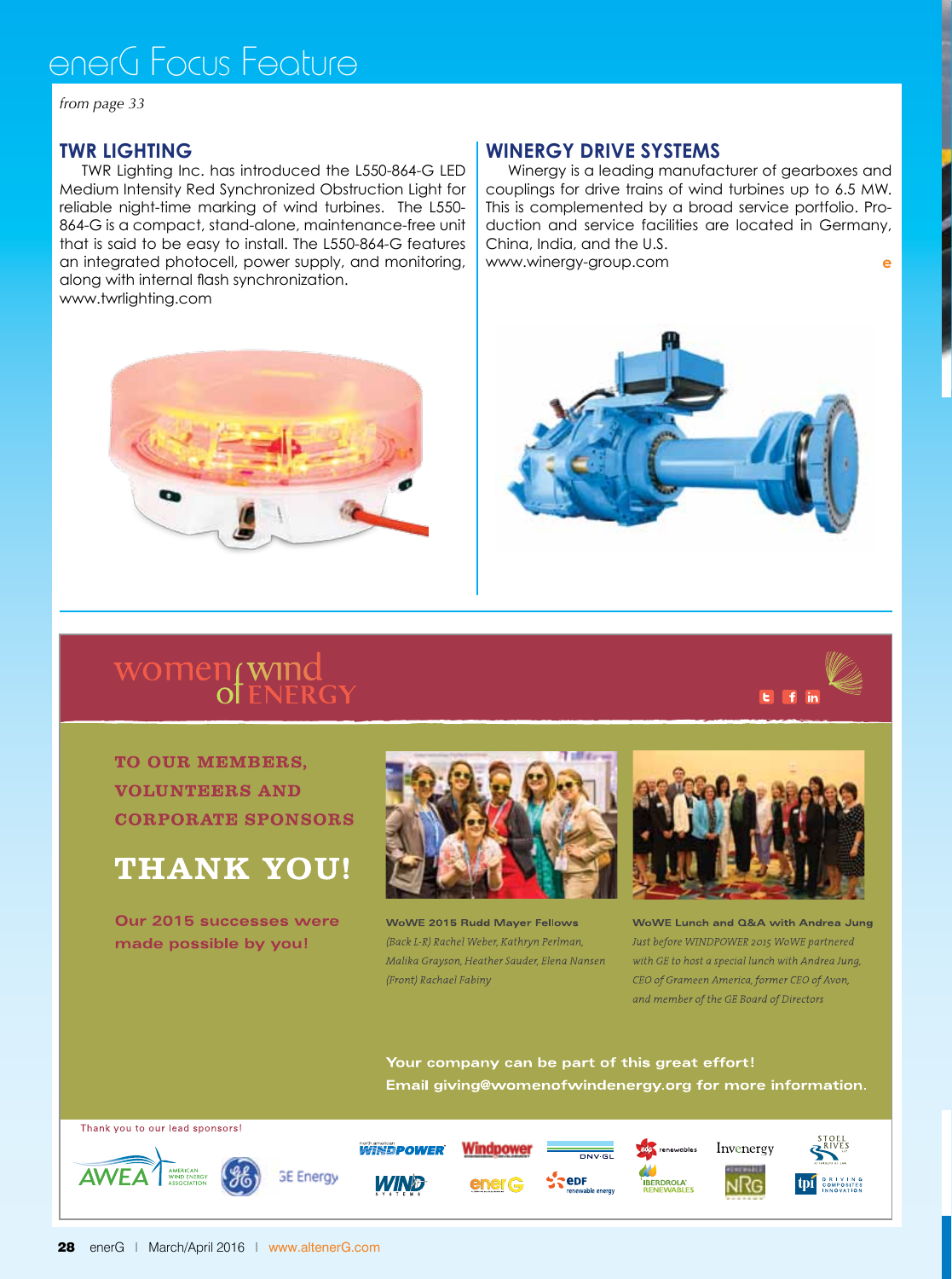## enerG Focus Feature

*from page 33*

### TWR LIGHTING

TWR Lighting Inc. has introduced the L550-864-G LED Medium Intensity Red Synchronized Obstruction Light for reliable night-time marking of wind turbines. The L550-864-G is a compact, stand-alone, maintenance-free unit that is said to be easy to install. The L550-864-G features an integrated photocell, power supply, and monitoring, along with internal flash synchronization.
www.twrlighting.com

### WINERGY DRIVE SYSTEMS

Winergy is a leading manufacturer of gearboxes and couplings for drive trains of wind turbines up to 6.5 MW. This is complemented by a broad service portfolio. Production and service facilities are located in Germany, China, India, and the U.S.
www.winergy-group.com

---

## women of wind ENERGY

**TO OUR MEMBERS, VOLUNTEERS AND CORPORATE SPONSORS**

## THANK YOU!

**Our 2015 successes were made possible by you!**

**WoWE 2015 Rudd Mayer Fellows**
*(Back L-R) Rachel Weber, Kathryn Perlman, Malika Grayson, Heather Sauder, Elena Nansen (Front) Rachael Fabiny*

**WoWE Lunch and Q&A with Andrea Jung**
*Just before WINDPOWER 2015 WoWE partnered with GE to host a special lunch with Andrea Jung, CEO of Grameen America, former CEO of Avon, and member of the GE Board of Directors*

**Your company can be part of this great effort!**
**Email giving@womenofwindenergy.org for more information.**

Thank you to our lead sponsors!

AWEA American Wind Energy Association · GE Energy · North American Windpower · Windpower · DNV·GL · edp renewables · Invenergy · Stoel Rives · Wind Systems · enerG · EDF renewable energy · Iberdrola Renewables · NRG · tpi Driving Composites Innovation